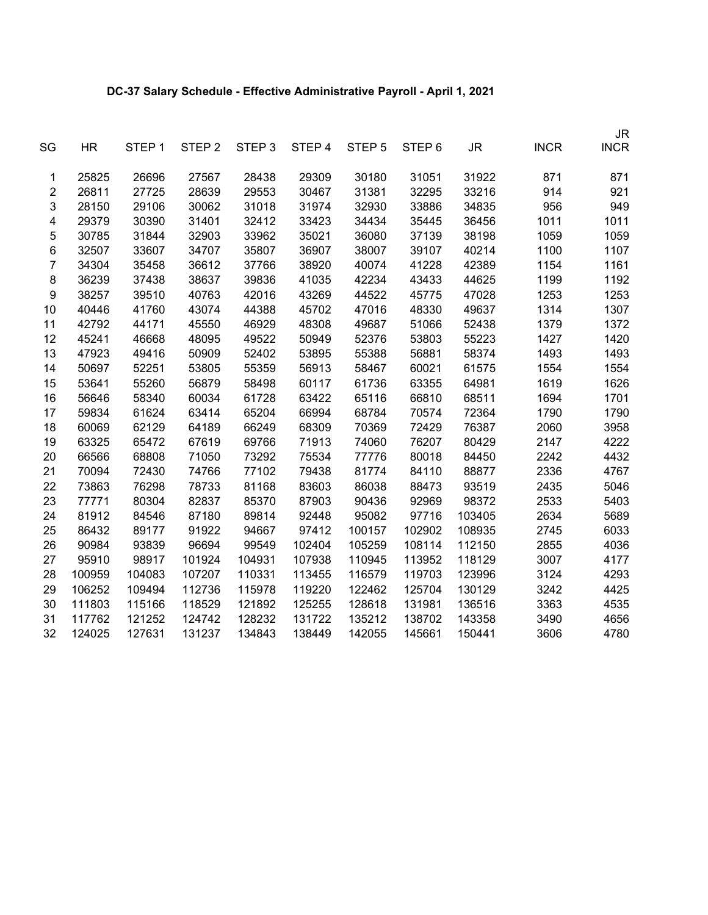## DC-37 Salary Schedule - Effective Administrative Payroll - April 1, 2021

| SG | HR | STEP 1 | STEP 2 | STEP 3 | STEP 4 | STEP 5 | STEP 6 | JR | INCR | JR INCR |
|---|---|---|---|---|---|---|---|---|---|---|
| 1 | 25825 | 26696 | 27567 | 28438 | 29309 | 30180 | 31051 | 31922 | 871 | 871 |
| 2 | 26811 | 27725 | 28639 | 29553 | 30467 | 31381 | 32295 | 33216 | 914 | 921 |
| 3 | 28150 | 29106 | 30062 | 31018 | 31974 | 32930 | 33886 | 34835 | 956 | 949 |
| 4 | 29379 | 30390 | 31401 | 32412 | 33423 | 34434 | 35445 | 36456 | 1011 | 1011 |
| 5 | 30785 | 31844 | 32903 | 33962 | 35021 | 36080 | 37139 | 38198 | 1059 | 1059 |
| 6 | 32507 | 33607 | 34707 | 35807 | 36907 | 38007 | 39107 | 40214 | 1100 | 1107 |
| 7 | 34304 | 35458 | 36612 | 37766 | 38920 | 40074 | 41228 | 42389 | 1154 | 1161 |
| 8 | 36239 | 37438 | 38637 | 39836 | 41035 | 42234 | 43433 | 44625 | 1199 | 1192 |
| 9 | 38257 | 39510 | 40763 | 42016 | 43269 | 44522 | 45775 | 47028 | 1253 | 1253 |
| 10 | 40446 | 41760 | 43074 | 44388 | 45702 | 47016 | 48330 | 49637 | 1314 | 1307 |
| 11 | 42792 | 44171 | 45550 | 46929 | 48308 | 49687 | 51066 | 52438 | 1379 | 1372 |
| 12 | 45241 | 46668 | 48095 | 49522 | 50949 | 52376 | 53803 | 55223 | 1427 | 1420 |
| 13 | 47923 | 49416 | 50909 | 52402 | 53895 | 55388 | 56881 | 58374 | 1493 | 1493 |
| 14 | 50697 | 52251 | 53805 | 55359 | 56913 | 58467 | 60021 | 61575 | 1554 | 1554 |
| 15 | 53641 | 55260 | 56879 | 58498 | 60117 | 61736 | 63355 | 64981 | 1619 | 1626 |
| 16 | 56646 | 58340 | 60034 | 61728 | 63422 | 65116 | 66810 | 68511 | 1694 | 1701 |
| 17 | 59834 | 61624 | 63414 | 65204 | 66994 | 68784 | 70574 | 72364 | 1790 | 1790 |
| 18 | 60069 | 62129 | 64189 | 66249 | 68309 | 70369 | 72429 | 76387 | 2060 | 3958 |
| 19 | 63325 | 65472 | 67619 | 69766 | 71913 | 74060 | 76207 | 80429 | 2147 | 4222 |
| 20 | 66566 | 68808 | 71050 | 73292 | 75534 | 77776 | 80018 | 84450 | 2242 | 4432 |
| 21 | 70094 | 72430 | 74766 | 77102 | 79438 | 81774 | 84110 | 88877 | 2336 | 4767 |
| 22 | 73863 | 76298 | 78733 | 81168 | 83603 | 86038 | 88473 | 93519 | 2435 | 5046 |
| 23 | 77771 | 80304 | 82837 | 85370 | 87903 | 90436 | 92969 | 98372 | 2533 | 5403 |
| 24 | 81912 | 84546 | 87180 | 89814 | 92448 | 95082 | 97716 | 103405 | 2634 | 5689 |
| 25 | 86432 | 89177 | 91922 | 94667 | 97412 | 100157 | 102902 | 108935 | 2745 | 6033 |
| 26 | 90984 | 93839 | 96694 | 99549 | 102404 | 105259 | 108114 | 112150 | 2855 | 4036 |
| 27 | 95910 | 98917 | 101924 | 104931 | 107938 | 110945 | 113952 | 118129 | 3007 | 4177 |
| 28 | 100959 | 104083 | 107207 | 110331 | 113455 | 116579 | 119703 | 123996 | 3124 | 4293 |
| 29 | 106252 | 109494 | 112736 | 115978 | 119220 | 122462 | 125704 | 130129 | 3242 | 4425 |
| 30 | 111803 | 115166 | 118529 | 121892 | 125255 | 128618 | 131981 | 136516 | 3363 | 4535 |
| 31 | 117762 | 121252 | 124742 | 128232 | 131722 | 135212 | 138702 | 143358 | 3490 | 4656 |
| 32 | 124025 | 127631 | 131237 | 134843 | 138449 | 142055 | 145661 | 150441 | 3606 | 4780 |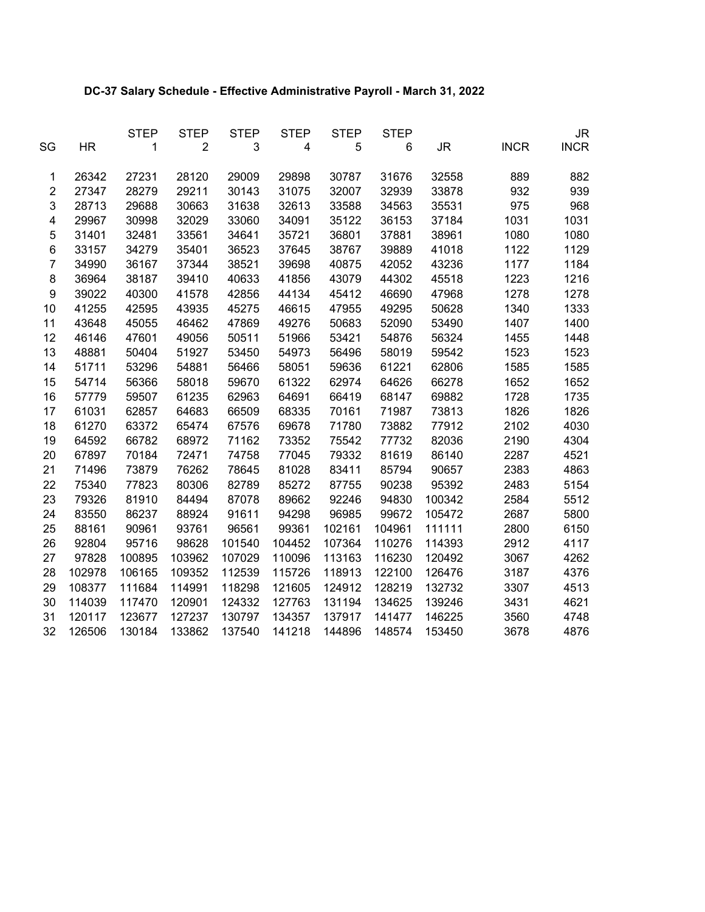**DC-37 Salary Schedule - Effective Administrative Payroll - March 31, 2022**

| SG | HR | STEP 1 | STEP 2 | STEP 3 | STEP 4 | STEP 5 | STEP 6 | JR | INCR | JR INCR |
|---|---|---|---|---|---|---|---|---|---|---|
| 1 | 26342 | 27231 | 28120 | 29009 | 29898 | 30787 | 31676 | 32558 | 889 | 882 |
| 2 | 27347 | 28279 | 29211 | 30143 | 31075 | 32007 | 32939 | 33878 | 932 | 939 |
| 3 | 28713 | 29688 | 30663 | 31638 | 32613 | 33588 | 34563 | 35531 | 975 | 968 |
| 4 | 29967 | 30998 | 32029 | 33060 | 34091 | 35122 | 36153 | 37184 | 1031 | 1031 |
| 5 | 31401 | 32481 | 33561 | 34641 | 35721 | 36801 | 37881 | 38961 | 1080 | 1080 |
| 6 | 33157 | 34279 | 35401 | 36523 | 37645 | 38767 | 39889 | 41018 | 1122 | 1129 |
| 7 | 34990 | 36167 | 37344 | 38521 | 39698 | 40875 | 42052 | 43236 | 1177 | 1184 |
| 8 | 36964 | 38187 | 39410 | 40633 | 41856 | 43079 | 44302 | 45518 | 1223 | 1216 |
| 9 | 39022 | 40300 | 41578 | 42856 | 44134 | 45412 | 46690 | 47968 | 1278 | 1278 |
| 10 | 41255 | 42595 | 43935 | 45275 | 46615 | 47955 | 49295 | 50628 | 1340 | 1333 |
| 11 | 43648 | 45055 | 46462 | 47869 | 49276 | 50683 | 52090 | 53490 | 1407 | 1400 |
| 12 | 46146 | 47601 | 49056 | 50511 | 51966 | 53421 | 54876 | 56324 | 1455 | 1448 |
| 13 | 48881 | 50404 | 51927 | 53450 | 54973 | 56496 | 58019 | 59542 | 1523 | 1523 |
| 14 | 51711 | 53296 | 54881 | 56466 | 58051 | 59636 | 61221 | 62806 | 1585 | 1585 |
| 15 | 54714 | 56366 | 58018 | 59670 | 61322 | 62974 | 64626 | 66278 | 1652 | 1652 |
| 16 | 57779 | 59507 | 61235 | 62963 | 64691 | 66419 | 68147 | 69882 | 1728 | 1735 |
| 17 | 61031 | 62857 | 64683 | 66509 | 68335 | 70161 | 71987 | 73813 | 1826 | 1826 |
| 18 | 61270 | 63372 | 65474 | 67576 | 69678 | 71780 | 73882 | 77912 | 2102 | 4030 |
| 19 | 64592 | 66782 | 68972 | 71162 | 73352 | 75542 | 77732 | 82036 | 2190 | 4304 |
| 20 | 67897 | 70184 | 72471 | 74758 | 77045 | 79332 | 81619 | 86140 | 2287 | 4521 |
| 21 | 71496 | 73879 | 76262 | 78645 | 81028 | 83411 | 85794 | 90657 | 2383 | 4863 |
| 22 | 75340 | 77823 | 80306 | 82789 | 85272 | 87755 | 90238 | 95392 | 2483 | 5154 |
| 23 | 79326 | 81910 | 84494 | 87078 | 89662 | 92246 | 94830 | 100342 | 2584 | 5512 |
| 24 | 83550 | 86237 | 88924 | 91611 | 94298 | 96985 | 99672 | 105472 | 2687 | 5800 |
| 25 | 88161 | 90961 | 93761 | 96561 | 99361 | 102161 | 104961 | 111111 | 2800 | 6150 |
| 26 | 92804 | 95716 | 98628 | 101540 | 104452 | 107364 | 110276 | 114393 | 2912 | 4117 |
| 27 | 97828 | 100895 | 103962 | 107029 | 110096 | 113163 | 116230 | 120492 | 3067 | 4262 |
| 28 | 102978 | 106165 | 109352 | 112539 | 115726 | 118913 | 122100 | 126476 | 3187 | 4376 |
| 29 | 108377 | 111684 | 114991 | 118298 | 121605 | 124912 | 128219 | 132732 | 3307 | 4513 |
| 30 | 114039 | 117470 | 120901 | 124332 | 127763 | 131194 | 134625 | 139246 | 3431 | 4621 |
| 31 | 120117 | 123677 | 127237 | 130797 | 134357 | 137917 | 141477 | 146225 | 3560 | 4748 |
| 32 | 126506 | 130184 | 133862 | 137540 | 141218 | 144896 | 148574 | 153450 | 3678 | 4876 |